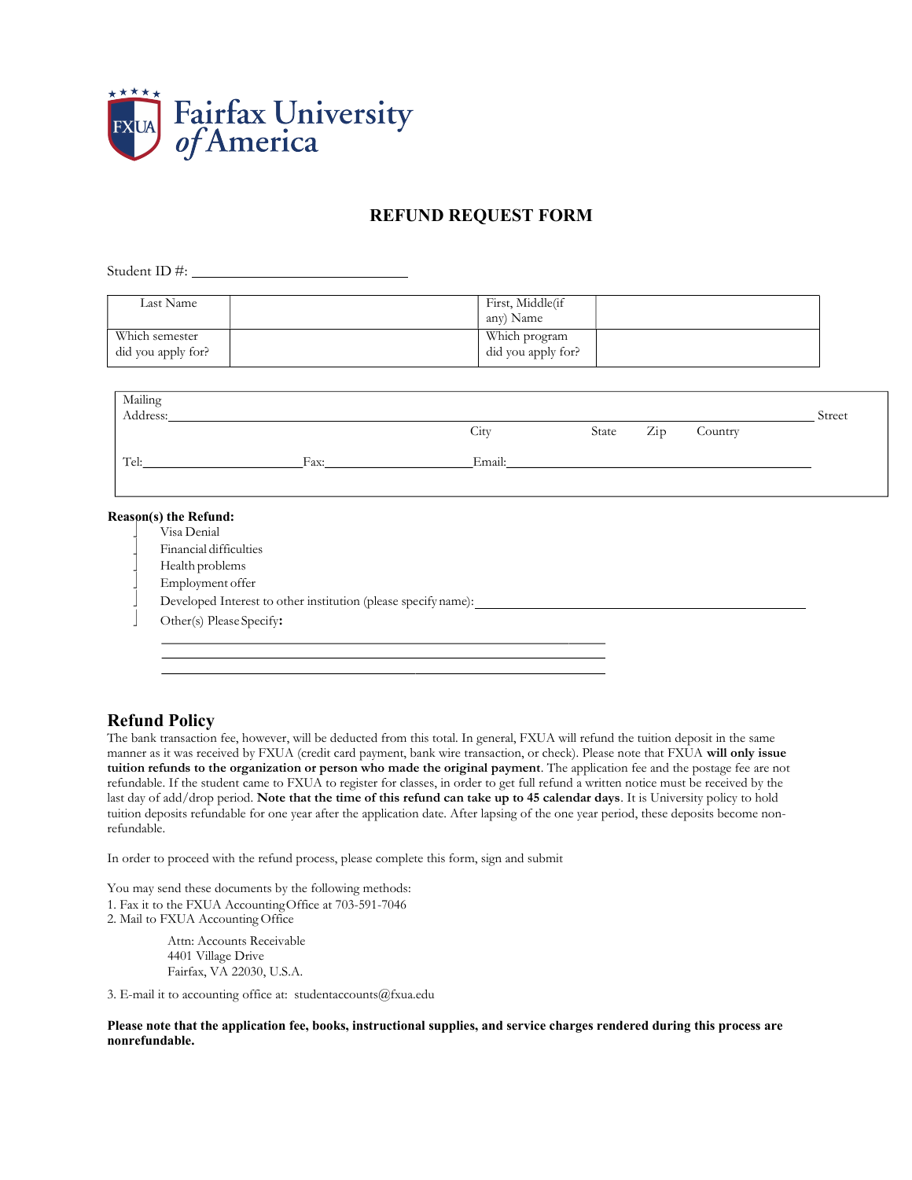Fairfax University of America

## REFUND REQUEST FORM

Student ID #: ______________________________

| Last Name | | First, Middle(if any) Name | |
|---|---|---|---|
| Which semester did you apply for? | | Which program did you apply for? | |

Mailing Address: ____________________________________________________________ Street

City State Zip Country

Tel: ______________________ Fax: ______________________ Email: ____________________________________________

**Reason(s) the Refund:**

- Visa Denial
- Financial difficulties
- Health problems
- Employment offer
- Developed Interest to other institution (please specify name): ______________________________________________
- Other(s) Please Specify**:**

______________________________________________________________

______________________________________________________________

______________________________________________________________

## Refund Policy

The bank transaction fee, however, will be deducted from this total. In general, FXUA will refund the tuition deposit in the same manner as it was received by FXUA (credit card payment, bank wire transaction, or check). Please note that FXUA **will only issue tuition refunds to the organization or person who made the original payment**. The application fee and the postage fee are not refundable. If the student came to FXUA to register for classes, in order to get full refund a written notice must be received by the last day of add/drop period. **Note that the time of this refund can take up to 45 calendar days**. It is University policy to hold tuition deposits refundable for one year after the application date. After lapsing of the one year period, these deposits become non-refundable.

In order to proceed with the refund process, please complete this form, sign and submit

You may send these documents by the following methods:

1. Fax it to the FXUA Accounting Office at 703-591-7046
2. Mail to FXUA Accounting Office

   Attn: Accounts Receivable
   4401 Village Drive
   Fairfax, VA 22030, U.S.A.

3. E-mail it to accounting office at: studentaccounts@fxua.edu

**Please note that the application fee, books, instructional supplies, and service charges rendered during this process are nonrefundable.**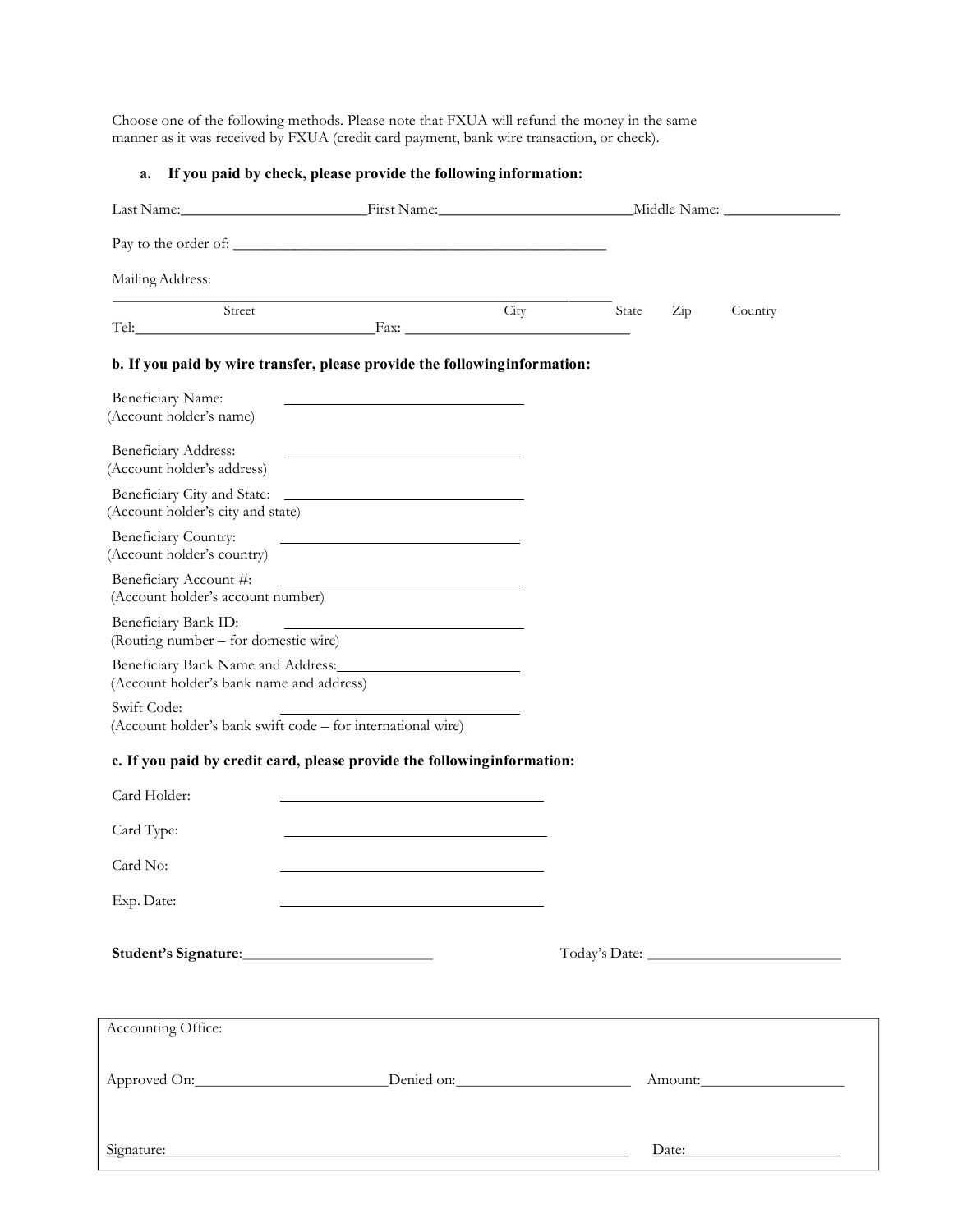Choose one of the following methods. Please note that FXUA will refund the money in the same manner as it was received by FXUA (credit card payment, bank wire transaction, or check).

**a. If you paid by check, please provide the following information:**

Last Name:________________________ First Name:_________________________ Middle Name: _______________

Pay to the order of: __________________________________________________

Mailing Address:

___________________________________________________________________

Street City State Zip Country

Tel:______________________________ Fax: _______________________________

**b. If you paid by wire transfer, please provide the following information:**

Beneficiary Name: ________________________________
(Account holder's name)

Beneficiary Address: ________________________________
(Account holder's address)

Beneficiary City and State: ________________________________
(Account holder's city and state)

Beneficiary Country: ________________________________
(Account holder's country)

Beneficiary Account #: ________________________________
(Account holder's account number)

Beneficiary Bank ID: ________________________________
(Routing number – for domestic wire)

Beneficiary Bank Name and Address: ________________________
(Account holder's bank name and address)

Swift Code: ________________________________
(Account holder's bank swift code – for international wire)

**c. If you paid by credit card, please provide the following information:**

Card Holder: ________________________________

Card Type: ________________________________

Card No: ________________________________

Exp. Date: ________________________________

**Student's Signature**:_________________________ Today's Date: _________________________

---

Accounting Office:

Approved On:_________________________ Denied on:_______________________ Amount:___________________

Signature:_________________________________________________________________ Date:_____________________